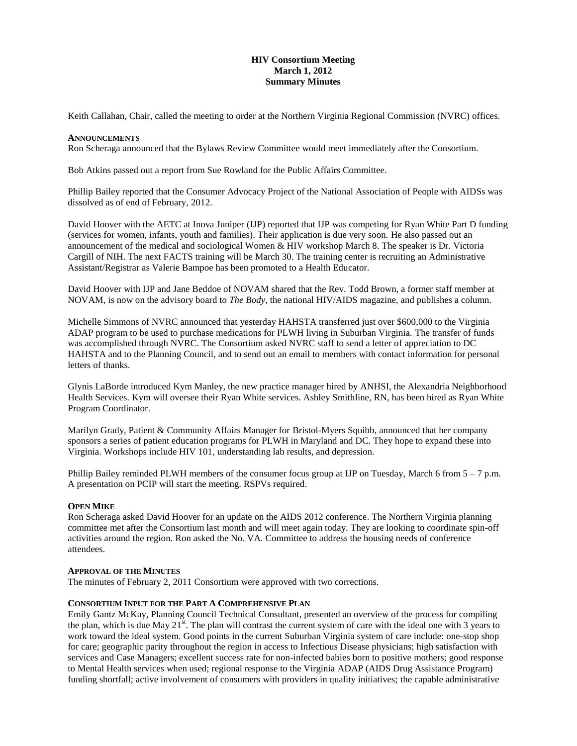**HIV Consortium Meeting**
**March 1, 2012**
**Summary Minutes**

Keith Callahan, Chair, called the meeting to order at the Northern Virginia Regional Commission (NVRC) offices.

**ANNOUNCEMENTS**

Ron Scheraga announced that the Bylaws Review Committee would meet immediately after the Consortium.

Bob Atkins passed out a report from Sue Rowland for the Public Affairs Committee.

Phillip Bailey reported that the Consumer Advocacy Project of the National Association of People with AIDSs was dissolved as of end of February, 2012.

David Hoover with the AETC at Inova Juniper (IJP) reported that IJP was competing for Ryan White Part D funding (services for women, infants, youth and families). Their application is due very soon. He also passed out an announcement of the medical and sociological Women & HIV workshop March 8. The speaker is Dr. Victoria Cargill of NIH. The next FACTS training will be March 30. The training center is recruiting an Administrative Assistant/Registrar as Valerie Bampoe has been promoted to a Health Educator.

David Hoover with IJP and Jane Beddoe of NOVAM shared that the Rev. Todd Brown, a former staff member at NOVAM, is now on the advisory board to *The Body*, the national HIV/AIDS magazine, and publishes a column.

Michelle Simmons of NVRC announced that yesterday HAHSTA transferred just over $600,000 to the Virginia ADAP program to be used to purchase medications for PLWH living in Suburban Virginia. The transfer of funds was accomplished through NVRC. The Consortium asked NVRC staff to send a letter of appreciation to DC HAHSTA and to the Planning Council, and to send out an email to members with contact information for personal letters of thanks.

Glynis LaBorde introduced Kym Manley, the new practice manager hired by ANHSI, the Alexandria Neighborhood Health Services. Kym will oversee their Ryan White services. Ashley Smithline, RN, has been hired as Ryan White Program Coordinator.

Marilyn Grady, Patient & Community Affairs Manager for Bristol-Myers Squibb, announced that her company sponsors a series of patient education programs for PLWH in Maryland and DC. They hope to expand these into Virginia. Workshops include HIV 101, understanding lab results, and depression.

Phillip Bailey reminded PLWH members of the consumer focus group at IJP on Tuesday, March 6 from 5 – 7 p.m. A presentation on PCIP will start the meeting. RSPVs required.

**OPEN MIKE**

Ron Scheraga asked David Hoover for an update on the AIDS 2012 conference. The Northern Virginia planning committee met after the Consortium last month and will meet again today. They are looking to coordinate spin-off activities around the region. Ron asked the No. VA. Committee to address the housing needs of conference attendees.

**APPROVAL OF THE MINUTES**

The minutes of February 2, 2011 Consortium were approved with two corrections.

**CONSORTIUM INPUT FOR THE PART A COMPREHENSIVE PLAN**

Emily Gantz McKay, Planning Council Technical Consultant, presented an overview of the process for compiling the plan, which is due May 21st. The plan will contrast the current system of care with the ideal one with 3 years to work toward the ideal system. Good points in the current Suburban Virginia system of care include: one-stop shop for care; geographic parity throughout the region in access to Infectious Disease physicians; high satisfaction with services and Case Managers; excellent success rate for non-infected babies born to positive mothers; good response to Mental Health services when used; regional response to the Virginia ADAP (AIDS Drug Assistance Program) funding shortfall; active involvement of consumers with providers in quality initiatives; the capable administrative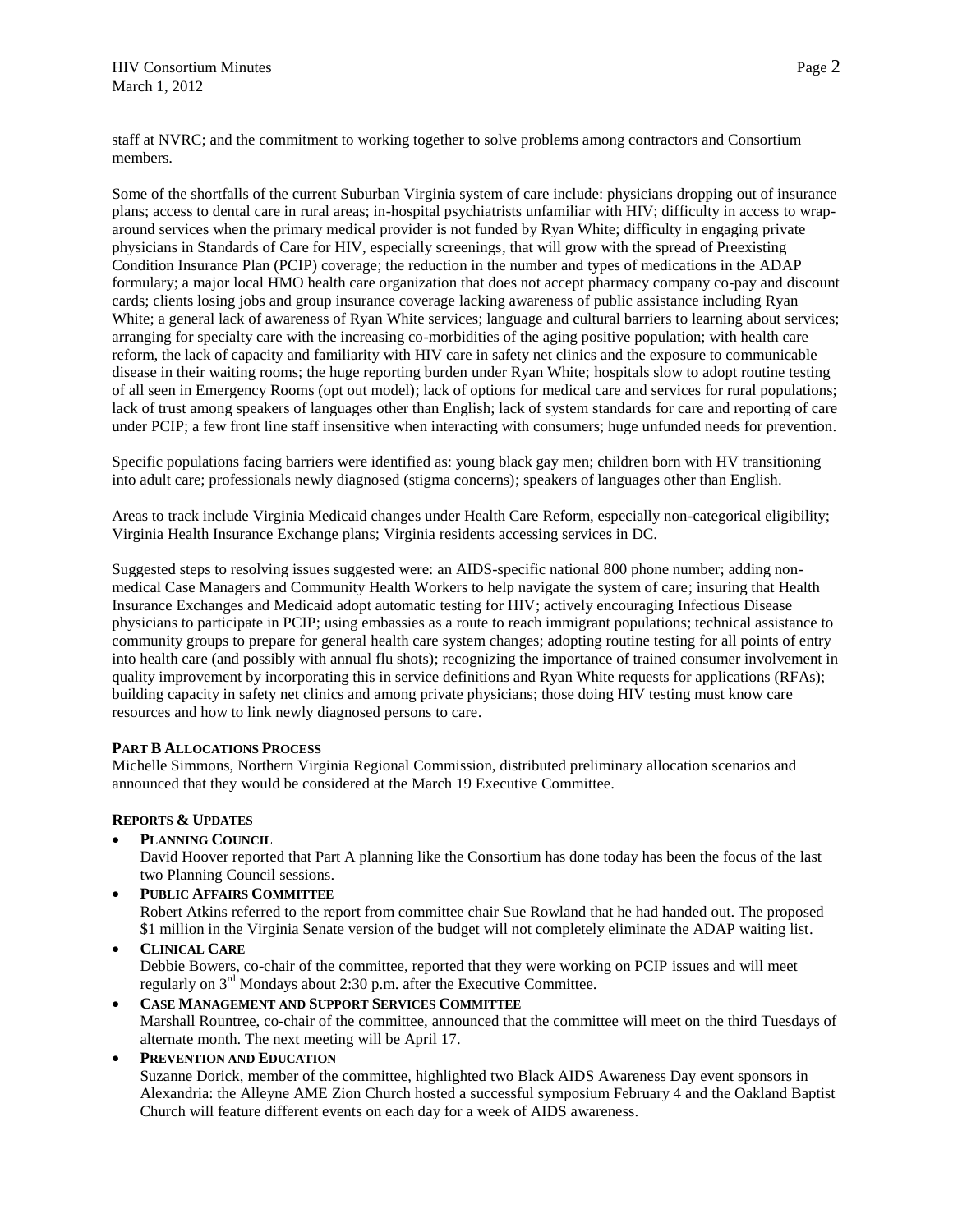staff at NVRC; and the commitment to working together to solve problems among contractors and Consortium members.

Some of the shortfalls of the current Suburban Virginia system of care include: physicians dropping out of insurance plans; access to dental care in rural areas; in-hospital psychiatrists unfamiliar with HIV; difficulty in access to wrap-around services when the primary medical provider is not funded by Ryan White; difficulty in engaging private physicians in Standards of Care for HIV, especially screenings, that will grow with the spread of Preexisting Condition Insurance Plan (PCIP) coverage; the reduction in the number and types of medications in the ADAP formulary; a major local HMO health care organization that does not accept pharmacy company co-pay and discount cards; clients losing jobs and group insurance coverage lacking awareness of public assistance including Ryan White; a general lack of awareness of Ryan White services; language and cultural barriers to learning about services; arranging for specialty care with the increasing co-morbidities of the aging positive population; with health care reform, the lack of capacity and familiarity with HIV care in safety net clinics and the exposure to communicable disease in their waiting rooms; the huge reporting burden under Ryan White; hospitals slow to adopt routine testing of all seen in Emergency Rooms (opt out model); lack of options for medical care and services for rural populations; lack of trust among speakers of languages other than English; lack of system standards for care and reporting of care under PCIP; a few front line staff insensitive when interacting with consumers; huge unfunded needs for prevention.

Specific populations facing barriers were identified as: young black gay men; children born with HV transitioning into adult care; professionals newly diagnosed (stigma concerns); speakers of languages other than English.

Areas to track include Virginia Medicaid changes under Health Care Reform, especially non-categorical eligibility; Virginia Health Insurance Exchange plans; Virginia residents accessing services in DC.

Suggested steps to resolving issues suggested were: an AIDS-specific national 800 phone number; adding non-medical Case Managers and Community Health Workers to help navigate the system of care; insuring that Health Insurance Exchanges and Medicaid adopt automatic testing for HIV; actively encouraging Infectious Disease physicians to participate in PCIP; using embassies as a route to reach immigrant populations; technical assistance to community groups to prepare for general health care system changes; adopting routine testing for all points of entry into health care (and possibly with annual flu shots); recognizing the importance of trained consumer involvement in quality improvement by incorporating this in service definitions and Ryan White requests for applications (RFAs); building capacity in safety net clinics and among private physicians; those doing HIV testing must know care resources and how to link newly diagnosed persons to care.

**PART B ALLOCATIONS PROCESS**

Michelle Simmons, Northern Virginia Regional Commission, distributed preliminary allocation scenarios and announced that they would be considered at the March 19 Executive Committee.

**REPORTS & UPDATES**

- **PLANNING COUNCIL**
  David Hoover reported that Part A planning like the Consortium has done today has been the focus of the last two Planning Council sessions.
- **PUBLIC AFFAIRS COMMITTEE**
  Robert Atkins referred to the report from committee chair Sue Rowland that he had handed out. The proposed $1 million in the Virginia Senate version of the budget will not completely eliminate the ADAP waiting list.
- **CLINICAL CARE**
  Debbie Bowers, co-chair of the committee, reported that they were working on PCIP issues and will meet regularly on 3rd Mondays about 2:30 p.m. after the Executive Committee.
- **CASE MANAGEMENT AND SUPPORT SERVICES COMMITTEE**
  Marshall Rountree, co-chair of the committee, announced that the committee will meet on the third Tuesdays of alternate month. The next meeting will be April 17.
- **PREVENTION AND EDUCATION**
  Suzanne Dorick, member of the committee, highlighted two Black AIDS Awareness Day event sponsors in Alexandria: the Alleyne AME Zion Church hosted a successful symposium February 4 and the Oakland Baptist Church will feature different events on each day for a week of AIDS awareness.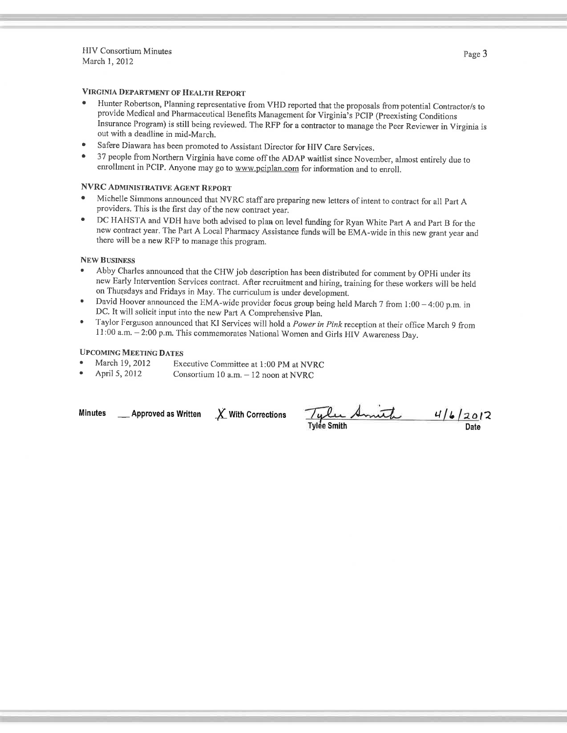### Virginia Department of Health Report

- Hunter Robertson, Planning representative from VHD reported that the proposals from potential Contractor/s to provide Medical and Pharmaceutical Benefits Management for Virginia's PCIP (Preexisting Conditions Insurance Program) is still being reviewed. The RFP for a contractor to manage the Peer Reviewer in Virginia is out with a deadline in mid-March.
- Safere Diawara has been promoted to Assistant Director for HIV Care Services.
- 37 people from Northern Virginia have come off the ADAP waitlist since November, almost entirely due to enrollment in PCIP. Anyone may go to www.pciplan.com for information and to enroll.

### NVRC Administrative Agent Report

- Michelle Simmons announced that NVRC staff are preparing new letters of intent to contract for all Part A providers. This is the first day of the new contract year.
- DC HAHSTA and VDH have both advised to plan on level funding for Ryan White Part A and Part B for the new contract year. The Part A Local Pharmacy Assistance funds will be EMA-wide in this new grant year and there will be a new RFP to manage this program.

### New Business

- Abby Charles announced that the CHW job description has been distributed for comment by OPHi under its new Early Intervention Services contract. After recruitment and hiring, training for these workers will be held on Thursdays and Fridays in May. The curriculum is under development.
- David Hoover announced the EMA-wide provider focus group being held March 7 from 1:00 – 4:00 p.m. in DC. It will solicit input into the new Part A Comprehensive Plan.
- Taylor Ferguson announced that KI Services will hold a *Power in Pink* reception at their office March 9 from 11:00 a.m. – 2:00 p.m. This commemorates National Women and Girls HIV Awareness Day.

### Upcoming Meeting Dates

- March 19, 2012 Executive Committee at 1:00 PM at NVRC
- April 5, 2012 Consortium 10 a.m. – 12 noon at NVRC

**Minutes** ___ **Approved as Written** X **With Corrections**

Tylee Smith (signature) — 4/6/2012

Tylee Smith — Date